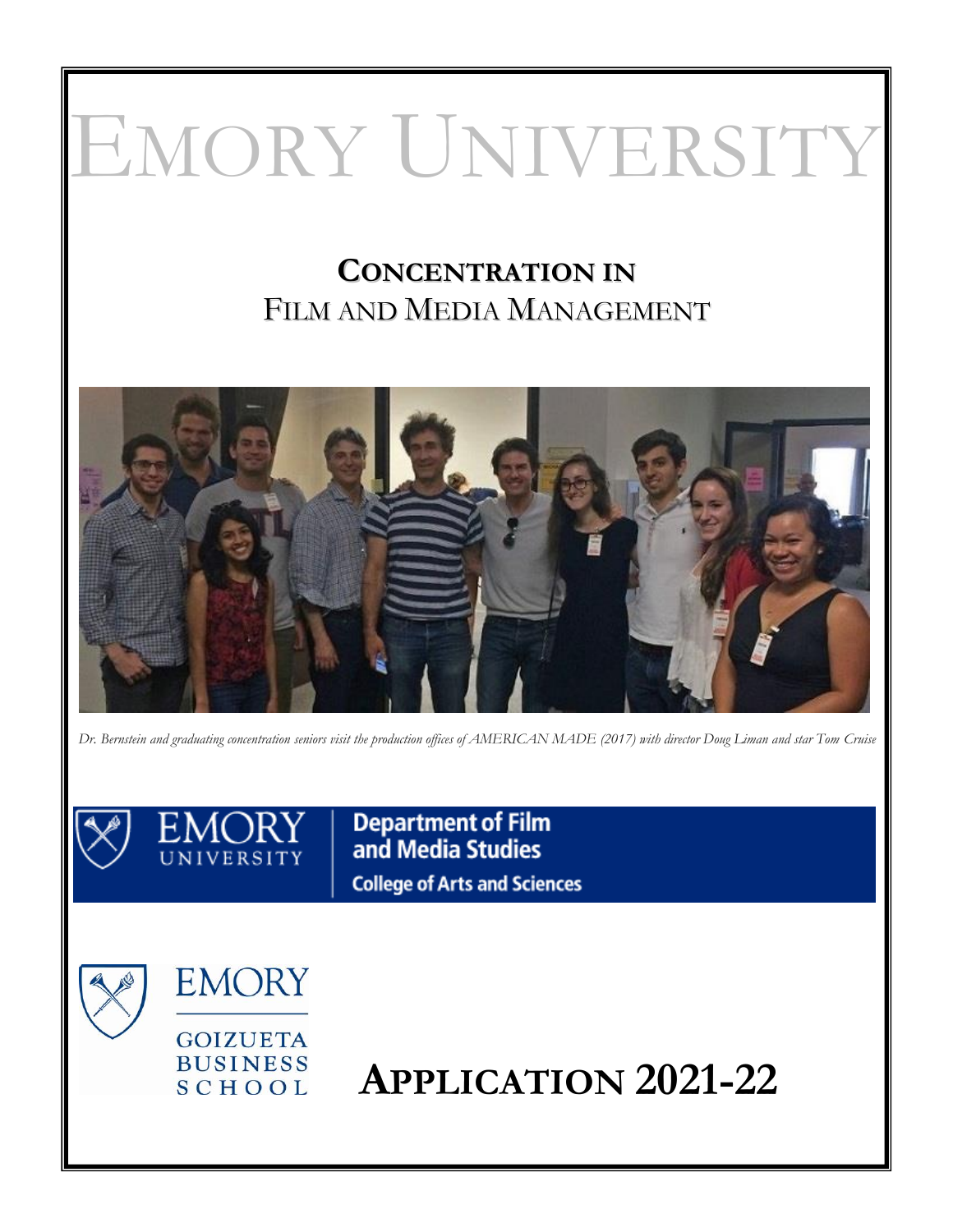# EMORY UNIVERSITY

## CONCENTRATION IN
## FILM AND MEDIA MANAGEMENT

*Dr. Bernstein and graduating concentration seniors visit the production offices of AMERICAN MADE (2017) with director Doug Liman and star Tom Cruise*

EMORY UNIVERSITY

Department of Film and Media Studies
College of Arts and Sciences

EMORY
GOIZUETA BUSINESS SCHOOL

# APPLICATION 2021-22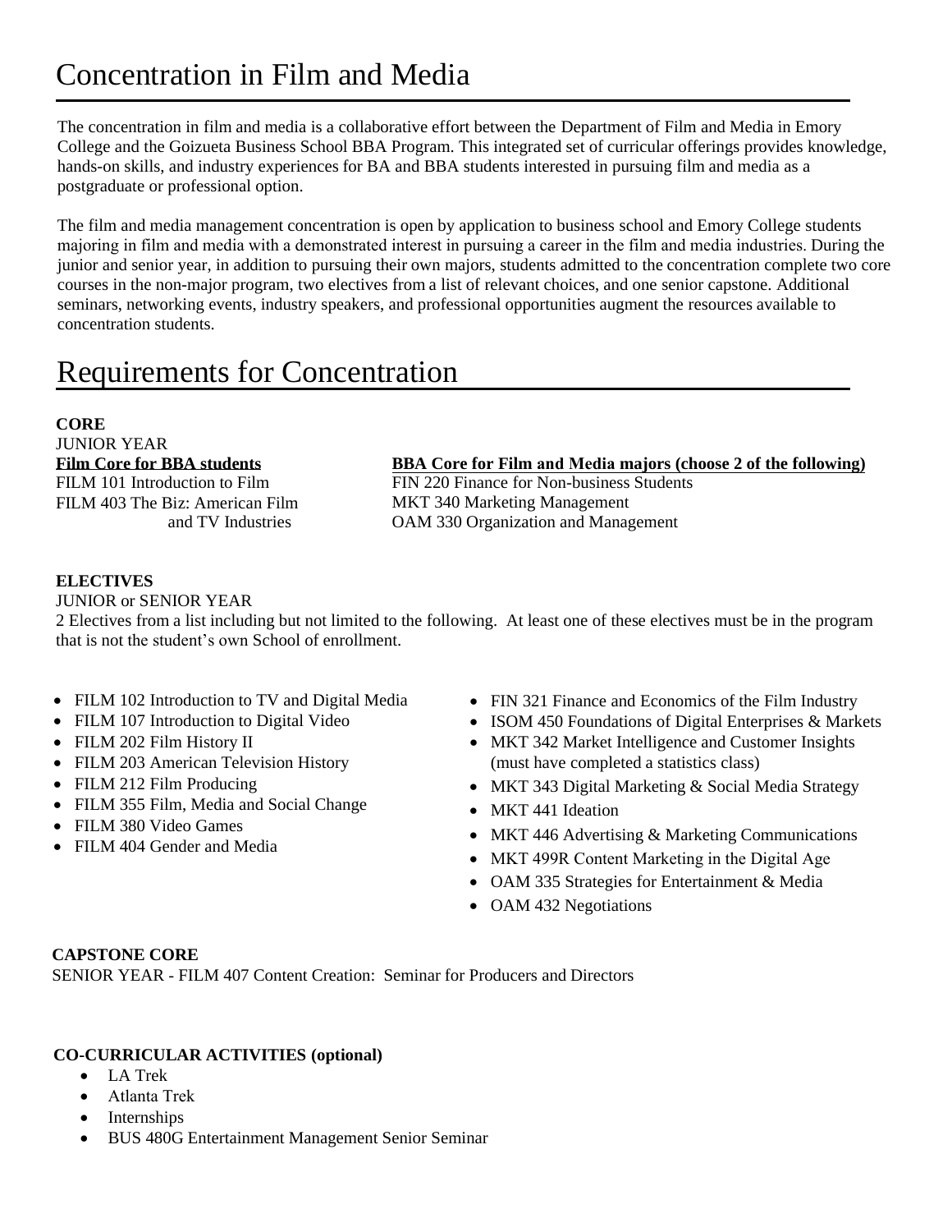# Concentration in Film and Media

The concentration in film and media is a collaborative effort between the Department of Film and Media in Emory College and the Goizueta Business School BBA Program. This integrated set of curricular offerings provides knowledge, hands-on skills, and industry experiences for BA and BBA students interested in pursuing film and media as a postgraduate or professional option.

The film and media management concentration is open by application to business school and Emory College students majoring in film and media with a demonstrated interest in pursuing a career in the film and media industries. During the junior and senior year, in addition to pursuing their own majors, students admitted to the concentration complete two core courses in the non-major program, two electives from a list of relevant choices, and one senior capstone. Additional seminars, networking events, industry speakers, and professional opportunities augment the resources available to concentration students.

# Requirements for Concentration

**CORE**

JUNIOR YEAR

**Film Core for BBA students**

FILM 101 Introduction to Film

FILM 403 The Biz: American Film and TV Industries

**BBA Core for Film and Media majors (choose 2 of the following)**

FIN 220 Finance for Non-business Students

MKT 340 Marketing Management

OAM 330 Organization and Management

**ELECTIVES**

JUNIOR or SENIOR YEAR

2 Electives from a list including but not limited to the following. At least one of these electives must be in the program that is not the student's own School of enrollment.

- FILM 102 Introduction to TV and Digital Media
- FILM 107 Introduction to Digital Video
- FILM 202 Film History II
- FILM 203 American Television History
- FILM 212 Film Producing
- FILM 355 Film, Media and Social Change
- FILM 380 Video Games
- FILM 404 Gender and Media
- FIN 321 Finance and Economics of the Film Industry
- ISOM 450 Foundations of Digital Enterprises & Markets
- MKT 342 Market Intelligence and Customer Insights (must have completed a statistics class)
- MKT 343 Digital Marketing & Social Media Strategy
- MKT 441 Ideation
- MKT 446 Advertising & Marketing Communications
- MKT 499R Content Marketing in the Digital Age
- OAM 335 Strategies for Entertainment & Media
- OAM 432 Negotiations

**CAPSTONE CORE**

SENIOR YEAR - FILM 407 Content Creation: Seminar for Producers and Directors

**CO-CURRICULAR ACTIVITIES (optional)**

- LA Trek
- Atlanta Trek
- Internships
- BUS 480G Entertainment Management Senior Seminar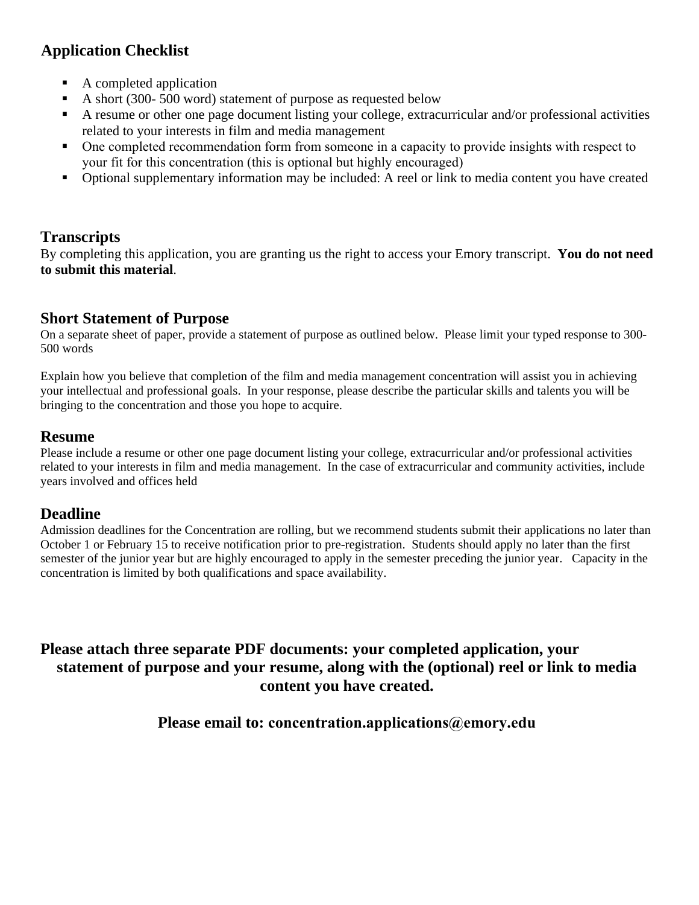## Application Checklist

- A completed application
- A short (300- 500 word) statement of purpose as requested below
- A resume or other one page document listing your college, extracurricular and/or professional activities related to your interests in film and media management
- One completed recommendation form from someone in a capacity to provide insights with respect to your fit for this concentration (this is optional but highly encouraged)
- Optional supplementary information may be included: A reel or link to media content you have created

## Transcripts

By completing this application, you are granting us the right to access your Emory transcript. **You do not need to submit this material**.

## Short Statement of Purpose

On a separate sheet of paper, provide a statement of purpose as outlined below. Please limit your typed response to 300-500 words

Explain how you believe that completion of the film and media management concentration will assist you in achieving your intellectual and professional goals. In your response, please describe the particular skills and talents you will be bringing to the concentration and those you hope to acquire.

## Resume

Please include a resume or other one page document listing your college, extracurricular and/or professional activities related to your interests in film and media management. In the case of extracurricular and community activities, include years involved and offices held

## Deadline

Admission deadlines for the Concentration are rolling, but we recommend students submit their applications no later than October 1 or February 15 to receive notification prior to pre-registration. Students should apply no later than the first semester of the junior year but are highly encouraged to apply in the semester preceding the junior year. Capacity in the concentration is limited by both qualifications and space availability.

**Please attach three separate PDF documents: your completed application, your statement of purpose and your resume, along with the (optional) reel or link to media content you have created.**

**Please email to: concentration.applications@emory.edu**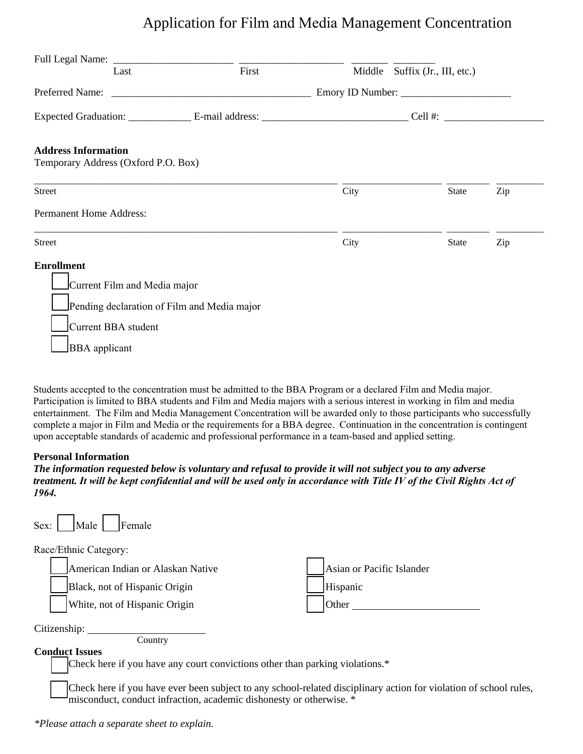# Application for Film and Media Management Concentration

Full Legal Name: _______________________ ____________________ _______ ________
Last First Middle Suffix (Jr., III, etc.)

Preferred Name: ______________________________________ Emory ID Number: _____________________

Expected Graduation: ____________ E-mail address: ____________________________ Cell #: ___________________

**Address Information**

Temporary Address (Oxford P.O. Box)

_____________________________________________________________ ____________________ ________ _________
Street City State Zip

Permanent Home Address:

_____________________________________________________________ ____________________ ________ _________
Street City State Zip

**Enrollment**

- ☐ Current Film and Media major
- ☐ Pending declaration of Film and Media major
- ☐ Current BBA student
- ☐ BBA applicant

Students accepted to the concentration must be admitted to the BBA Program or a declared Film and Media major. Participation is limited to BBA students and Film and Media majors with a serious interest in working in film and media entertainment. The Film and Media Management Concentration will be awarded only to those participants who successfully complete a major in Film and Media or the requirements for a BBA degree. Continuation in the concentration is contingent upon acceptable standards of academic and professional performance in a team-based and applied setting.

**Personal Information**

***The information requested below is voluntary and refusal to provide it will not subject you to any adverse treatment. It will be kept confidential and will be used only in accordance with Title IV of the Civil Rights Act of 1964.***

Sex: ☐ Male ☐ Female

Race/Ethnic Category:

- ☐ American Indian or Alaskan Native
- ☐ Black, not of Hispanic Origin
- ☐ White, not of Hispanic Origin
- ☐ Asian or Pacific Islander
- ☐ Hispanic
- ☐ Other ________________________

Citizenship: ______________________
Country

**Conduct Issues**

- ☐ Check here if you have any court convictions other than parking violations.*
- ☐ Check here if you have ever been subject to any school-related disciplinary action for violation of school rules, misconduct, conduct infraction, academic dishonesty or otherwise. *

*\*Please attach a separate sheet to explain.*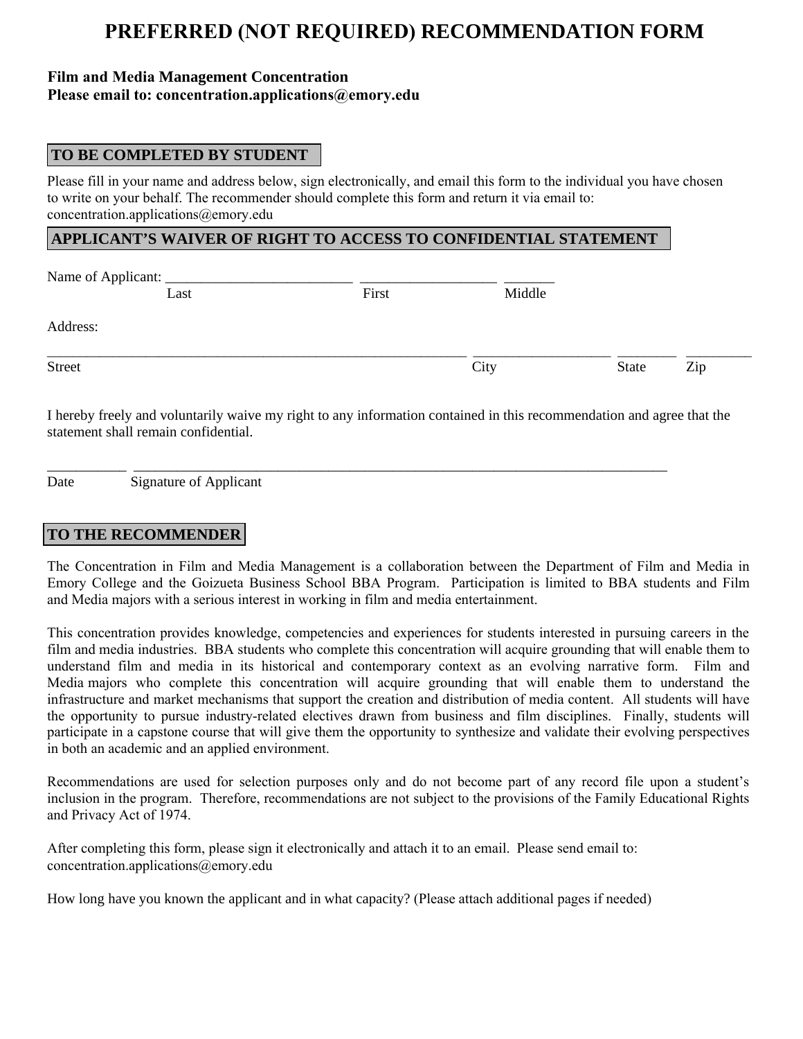# PREFERRED (NOT REQUIRED) RECOMMENDATION FORM

**Film and Media Management Concentration**
**Please email to: concentration.applications@emory.edu**

## TO BE COMPLETED BY STUDENT

Please fill in your name and address below, sign electronically, and email this form to the individual you have chosen to write on your behalf. The recommender should complete this form and return it via email to: concentration.applications@emory.edu

## APPLICANT'S WAIVER OF RIGHT TO ACCESS TO CONFIDENTIAL STATEMENT

Name of Applicant: ___________________________ ____________________ _______
Last First Middle

Address:

_______________________________________________________________ ____________________ _________ __________
Street City State Zip

I hereby freely and voluntarily waive my right to any information contained in this recommendation and agree that the statement shall remain confidential.

___________ ____________________________________________________________________________________
Date Signature of Applicant

## TO THE RECOMMENDER

The Concentration in Film and Media Management is a collaboration between the Department of Film and Media in Emory College and the Goizueta Business School BBA Program. Participation is limited to BBA students and Film and Media majors with a serious interest in working in film and media entertainment.

This concentration provides knowledge, competencies and experiences for students interested in pursuing careers in the film and media industries. BBA students who complete this concentration will acquire grounding that will enable them to understand film and media in its historical and contemporary context as an evolving narrative form. Film and Media majors who complete this concentration will acquire grounding that will enable them to understand the infrastructure and market mechanisms that support the creation and distribution of media content. All students will have the opportunity to pursue industry-related electives drawn from business and film disciplines. Finally, students will participate in a capstone course that will give them the opportunity to synthesize and validate their evolving perspectives in both an academic and an applied environment.

Recommendations are used for selection purposes only and do not become part of any record file upon a student's inclusion in the program. Therefore, recommendations are not subject to the provisions of the Family Educational Rights and Privacy Act of 1974.

After completing this form, please sign it electronically and attach it to an email. Please send email to: concentration.applications@emory.edu

How long have you known the applicant and in what capacity? (Please attach additional pages if needed)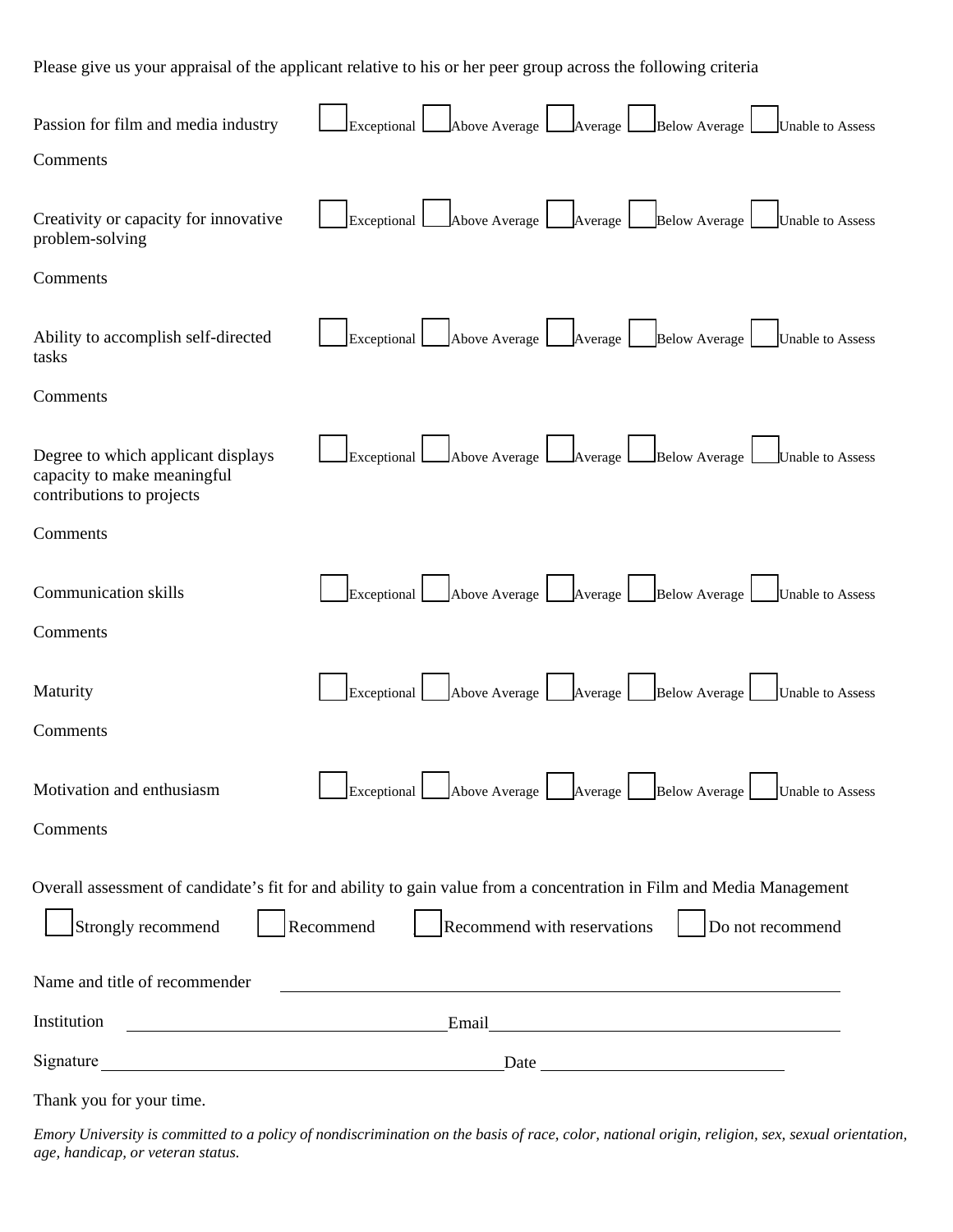Please give us your appraisal of the applicant relative to his or her peer group across the following criteria

Passion for film and media industry ☐ Exceptional ☐ Above Average ☐ Average ☐ Below Average ☐ Unable to Assess

Comments

Creativity or capacity for innovative problem-solving ☐ Exceptional ☐ Above Average ☐ Average ☐ Below Average ☐ Unable to Assess

Comments

Ability to accomplish self-directed tasks ☐ Exceptional ☐ Above Average ☐ Average ☐ Below Average ☐ Unable to Assess

Comments

Degree to which applicant displays capacity to make meaningful contributions to projects ☐ Exceptional ☐ Above Average ☐ Average ☐ Below Average ☐ Unable to Assess

Comments

Communication skills ☐ Exceptional ☐ Above Average ☐ Average ☐ Below Average ☐ Unable to Assess

Comments

Maturity ☐ Exceptional ☐ Above Average ☐ Average ☐ Below Average ☐ Unable to Assess

Comments

Motivation and enthusiasm ☐ Exceptional ☐ Above Average ☐ Average ☐ Below Average ☐ Unable to Assess

Comments

Overall assessment of candidate's fit for and ability to gain value from a concentration in Film and Media Management

☐ Strongly recommend ☐ Recommend ☐ Recommend with reservations ☐ Do not recommend

Name and title of recommender \_\_\_\_\_\_\_\_\_\_\_\_\_\_\_\_\_\_\_\_\_\_\_\_\_\_\_\_\_\_

Institution \_\_\_\_\_\_\_\_\_\_\_\_\_\_\_\_\_\_ Email \_\_\_\_\_\_\_\_\_\_\_\_\_\_\_\_\_\_

Signature \_\_\_\_\_\_\_\_\_\_\_\_\_\_\_\_\_\_\_\_\_\_\_\_ Date \_\_\_\_\_\_\_\_\_\_\_\_\_\_

Thank you for your time.

*Emory University is committed to a policy of nondiscrimination on the basis of race, color, national origin, religion, sex, sexual orientation, age, handicap, or veteran status.*